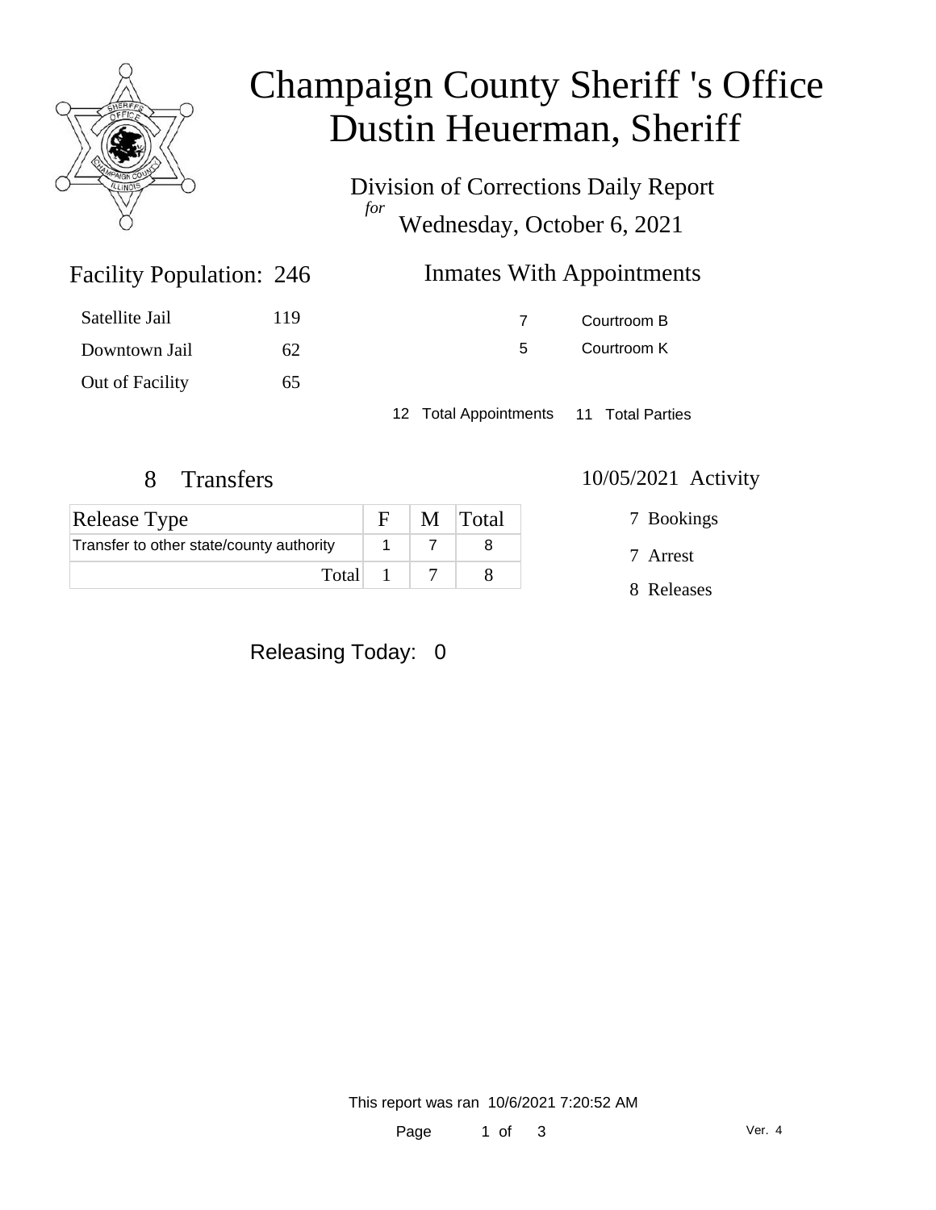# Champaign County Sheriff 's Office
# Dustin Heuerman, Sheriff

Division of Corrections Daily Report

*for*

Wednesday, October 6, 2021

## Facility Population: 246

| | |
|---|---|
| Satellite Jail | 119 |
| Downtown Jail | 62 |
| Out of Facility | 65 |

## Inmates With Appointments

| | |
|---|---|
| 7 | Courtroom B |
| 5 | Courtroom K |

12 Total Appointments    11 Total Parties

## 8 Transfers

| Release Type | F | M | Total |
|---|---|---|---|
| Transfer to other state/county authority | 1 | 7 | 8 |
| Total | 1 | 7 | 8 |

## 10/05/2021 Activity

7 Bookings

7 Arrest

8 Releases

Releasing Today: 0

This report was ran 10/6/2021 7:20:52 AM

Ver. 4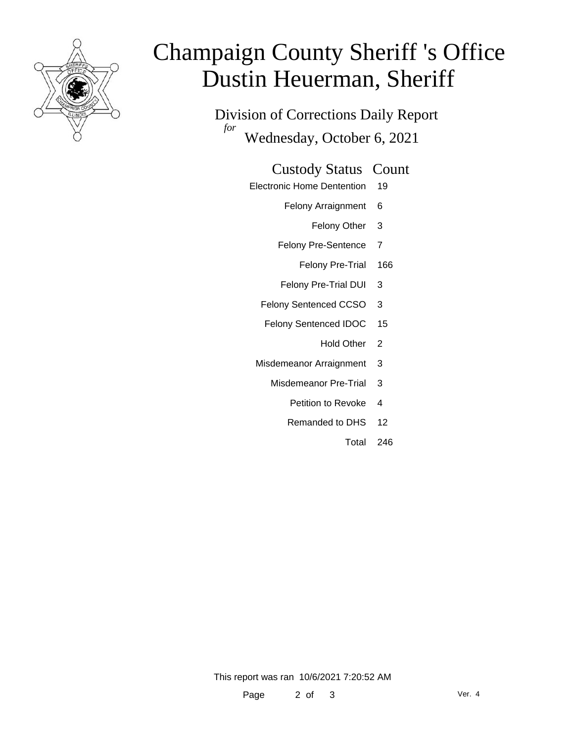# Champaign County Sheriff 's Office
# Dustin Heuerman, Sheriff

## Division of Corrections Daily Report

*for* Wednesday, October 6, 2021

| Custody Status | Count |
|---|---|
| Electronic Home Dentention | 19 |
| Felony Arraignment | 6 |
| Felony Other | 3 |
| Felony Pre-Sentence | 7 |
| Felony Pre-Trial | 166 |
| Felony Pre-Trial DUI | 3 |
| Felony Sentenced CCSO | 3 |
| Felony Sentenced IDOC | 15 |
| Hold Other | 2 |
| Misdemeanor Arraignment | 3 |
| Misdemeanor Pre-Trial | 3 |
| Petition to Revoke | 4 |
| Remanded to DHS | 12 |
| Total | 246 |

This report was ran 10/6/2021 7:20:52 AM

Ver. 4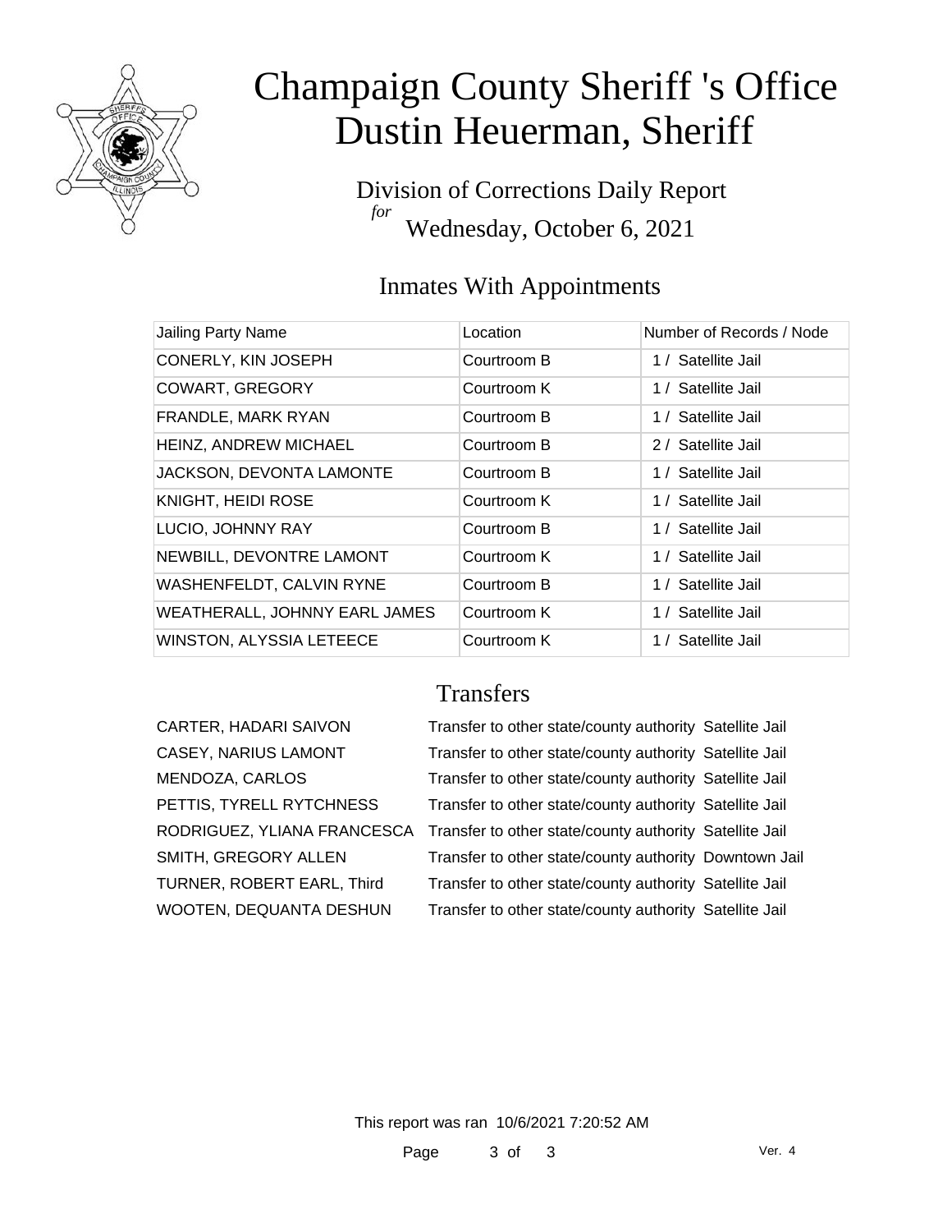# Champaign County Sheriff 's Office
# Dustin Heuerman, Sheriff

Division of Corrections Daily Report
*for*
Wednesday, October 6, 2021

## Inmates With Appointments

| Jailing Party Name | Location | Number of Records / Node |
|---|---|---|
| CONERLY, KIN JOSEPH | Courtroom B | 1 / Satellite Jail |
| COWART, GREGORY | Courtroom K | 1 / Satellite Jail |
| FRANDLE, MARK RYAN | Courtroom B | 1 / Satellite Jail |
| HEINZ, ANDREW MICHAEL | Courtroom B | 2 / Satellite Jail |
| JACKSON, DEVONTA LAMONTE | Courtroom B | 1 / Satellite Jail |
| KNIGHT, HEIDI ROSE | Courtroom K | 1 / Satellite Jail |
| LUCIO, JOHNNY RAY | Courtroom B | 1 / Satellite Jail |
| NEWBILL, DEVONTRE LAMONT | Courtroom K | 1 / Satellite Jail |
| WASHENFELDT, CALVIN RYNE | Courtroom B | 1 / Satellite Jail |
| WEATHERALL, JOHNNY EARL JAMES | Courtroom K | 1 / Satellite Jail |
| WINSTON, ALYSSIA LETEECE | Courtroom K | 1 / Satellite Jail |

## Transfers

| | | |
|---|---|---|
| CARTER, HADARI SAIVON | Transfer to other state/county authority | Satellite Jail |
| CASEY, NARIUS LAMONT | Transfer to other state/county authority | Satellite Jail |
| MENDOZA, CARLOS | Transfer to other state/county authority | Satellite Jail |
| PETTIS, TYRELL RYTCHNESS | Transfer to other state/county authority | Satellite Jail |
| RODRIGUEZ, YLIANA FRANCESCA | Transfer to other state/county authority | Satellite Jail |
| SMITH, GREGORY ALLEN | Transfer to other state/county authority | Downtown Jail |
| TURNER, ROBERT EARL, Third | Transfer to other state/county authority | Satellite Jail |
| WOOTEN, DEQUANTA DESHUN | Transfer to other state/county authority | Satellite Jail |

This report was ran 10/6/2021 7:20:52 AM

Ver. 4